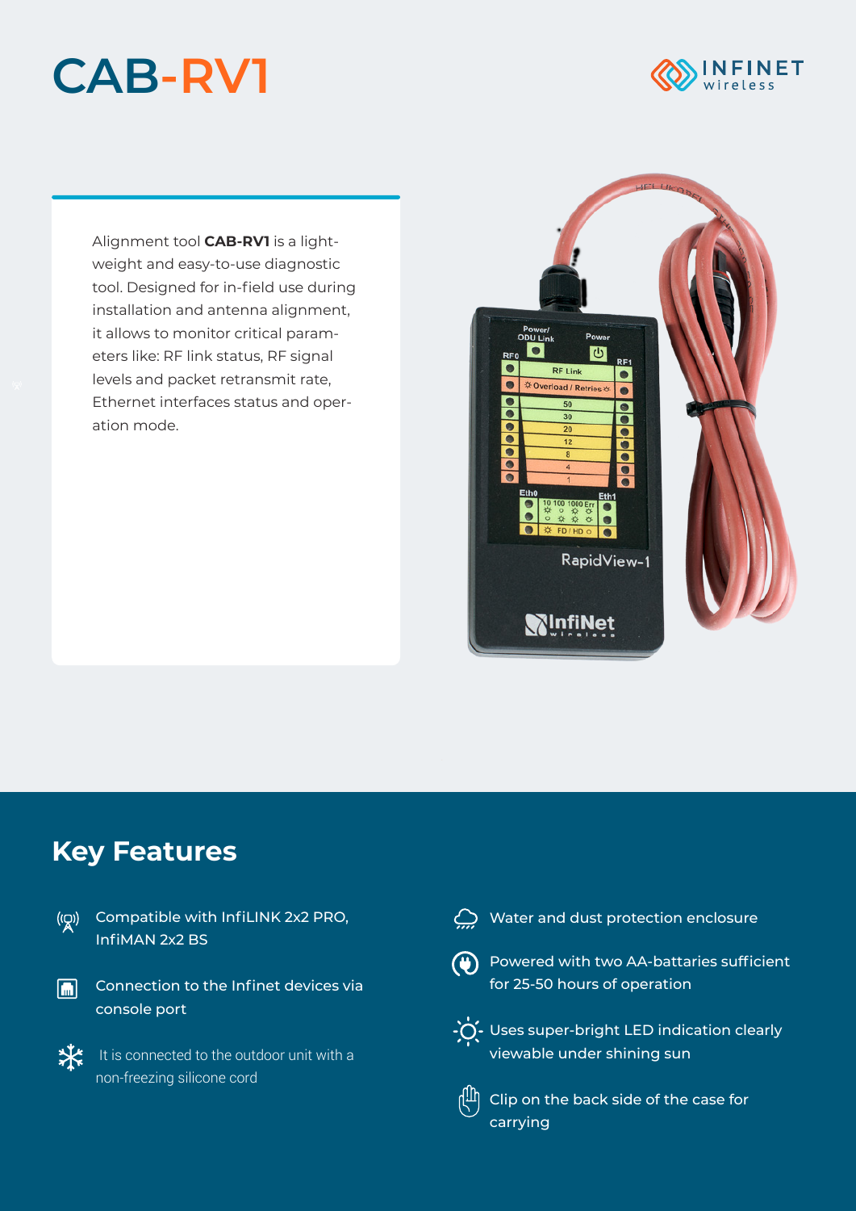# CAB-RV1

Alignment tool **CAB-RV1** is a light-weight and easy-to-use diagnostic tool. Designed for in-field use during installation and antenna alignment, it allows to monitor critical parameters like: RF link status, RF signal levels and packet retransmit rate, Ethernet interfaces status and operation mode.

## Key Features

- Compatible with InfiLINK 2x2 PRO, InfiMAN 2x2 BS
- Connection to the Infinet devices via console port
- It is connected to the outdoor unit with a non-freezing silicone cord
- Water and dust protection enclosure
- Powered with two AA-battaries sufficient for 25-50 hours of operation
- Uses super-bright LED indication clearly viewable under shining sun
- Clip on the back side of the case for carrying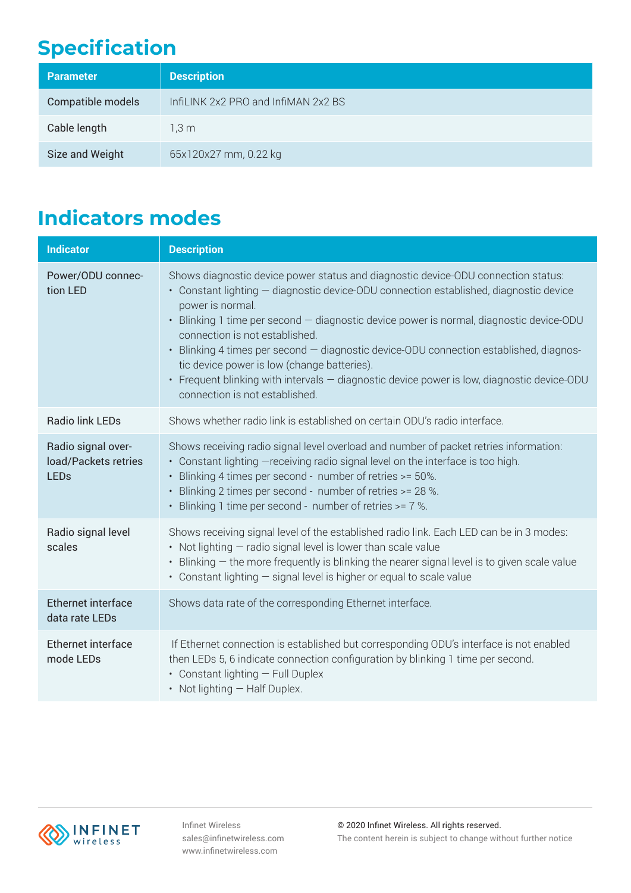## Specification

| Parameter | Description |
|---|---|
| Compatible models | InfiLINK 2x2 PRO and InfiMAN 2x2 BS |
| Cable length | 1,3 m |
| Size and Weight | 65x120x27 mm, 0.22 kg |

## Indicators modes

| Indicator | Description |
|---|---|
| Power/ODU connection LED | Shows diagnostic device power status and diagnostic device-ODU connection status:<br>• Constant lighting — diagnostic device-ODU connection established, diagnostic device power is normal.<br>• Blinking 1 time per second — diagnostic device power is normal, diagnostic device-ODU connection is not established.<br>• Blinking 4 times per second — diagnostic device-ODU connection established, diagnostic device power is low (change batteries).<br>• Frequent blinking with intervals — diagnostic device power is low, diagnostic device-ODU connection is not established. |
| Radio link LEDs | Shows whether radio link is established on certain ODU's radio interface. |
| Radio signal overload/Packets retries LEDs | Shows receiving radio signal level overload and number of packet retries information:<br>• Constant lighting —receiving radio signal level on the interface is too high.<br>• Blinking 4 times per second - number of retries >= 50%.<br>• Blinking 2 times per second - number of retries >= 28 %.<br>• Blinking 1 time per second - number of retries >= 7 %. |
| Radio signal level scales | Shows receiving signal level of the established radio link. Each LED can be in 3 modes:<br>• Not lighting — radio signal level is lower than scale value<br>• Blinking — the more frequently is blinking the nearer signal level is to given scale value<br>• Constant lighting — signal level is higher or equal to scale value |
| Ethernet interface data rate LEDs | Shows data rate of the corresponding Ethernet interface. |
| Ethernet interface mode LEDs | If Ethernet connection is established but corresponding ODU's interface is not enabled then LEDs 5, 6 indicate connection configuration by blinking 1 time per second.<br>• Constant lighting — Full Duplex<br>• Not lighting — Half Duplex. |

Infinet Wireless
sales@infinetwireless.com
www.infinetwireless.com

© 2020 Infinet Wireless. All rights reserved.
The content herein is subject to change without further notice